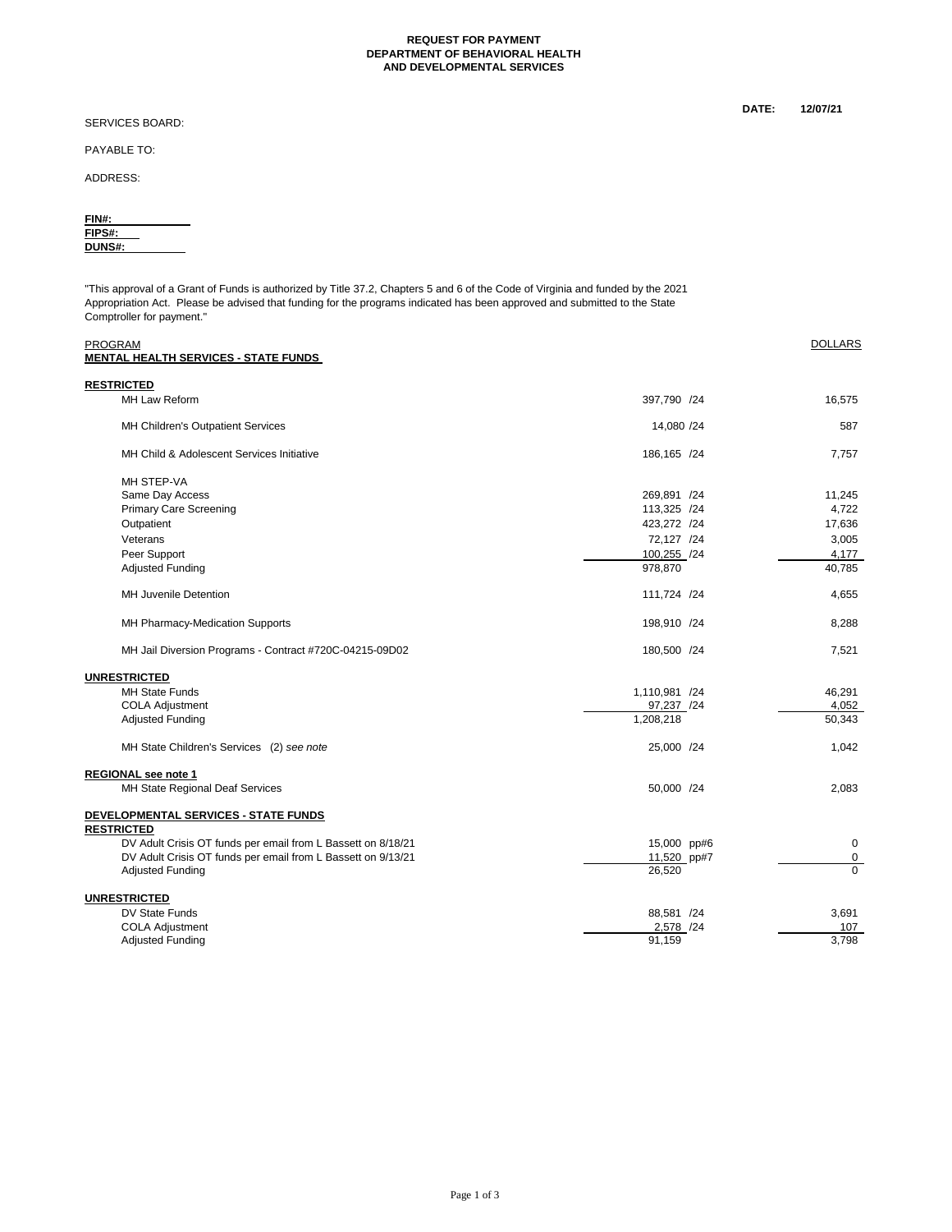**REQUEST FOR PAYMENT**
**DEPARTMENT OF BEHAVIORAL HEALTH**
**AND DEVELOPMENTAL SERVICES**

**DATE: 12/07/21**

SERVICES BOARD:

PAYABLE TO:

ADDRESS:

**FIN#:**
**FIPS#:**
**DUNS#:**

"This approval of a Grant of Funds is authorized by Title 37.2, Chapters 5 and 6 of the Code of Virginia and funded by the 2021 Appropriation Act. Please be advised that funding for the programs indicated has been approved and submitted to the State Comptroller for payment."

| PROGRAM | | DOLLARS |
|---|---|---|
| **MENTAL HEALTH SERVICES - STATE FUNDS** | | |
| **RESTRICTED** | | |
| MH Law Reform | 397,790 /24 | 16,575 |
| MH Children's Outpatient Services | 14,080 /24 | 587 |
| MH Child & Adolescent Services Initiative | 186,165 /24 | 7,757 |
| MH STEP-VA | | |
| Same Day Access | 269,891 /24 | 11,245 |
| Primary Care Screening | 113,325 /24 | 4,722 |
| Outpatient | 423,272 /24 | 17,636 |
| Veterans | 72,127 /24 | 3,005 |
| Peer Support | 100,255 /24 | 4,177 |
| Adjusted Funding | 978,870 | 40,785 |
| MH Juvenile Detention | 111,724 /24 | 4,655 |
| MH Pharmacy-Medication Supports | 198,910 /24 | 8,288 |
| MH Jail Diversion Programs - Contract #720C-04215-09D02 | 180,500 /24 | 7,521 |
| **UNRESTRICTED** | | |
| MH State Funds | 1,110,981 /24 | 46,291 |
| COLA Adjustment | 97,237 /24 | 4,052 |
| Adjusted Funding | 1,208,218 | 50,343 |
| MH State Children's Services (2) *see note* | 25,000 /24 | 1,042 |
| **REGIONAL see note 1** | | |
| MH State Regional Deaf Services | 50,000 /24 | 2,083 |
| **DEVELOPMENTAL SERVICES - STATE FUNDS** | | |
| **RESTRICTED** | | |
| DV Adult Crisis OT funds per email from L Bassett on 8/18/21 | 15,000 pp#6 | 0 |
| DV Adult Crisis OT funds per email from L Bassett on 9/13/21 | 11,520 pp#7 | 0 |
| Adjusted Funding | 26,520 | 0 |
| **UNRESTRICTED** | | |
| DV State Funds | 88,581 /24 | 3,691 |
| COLA Adjustment | 2,578 /24 | 107 |
| Adjusted Funding | 91,159 | 3,798 |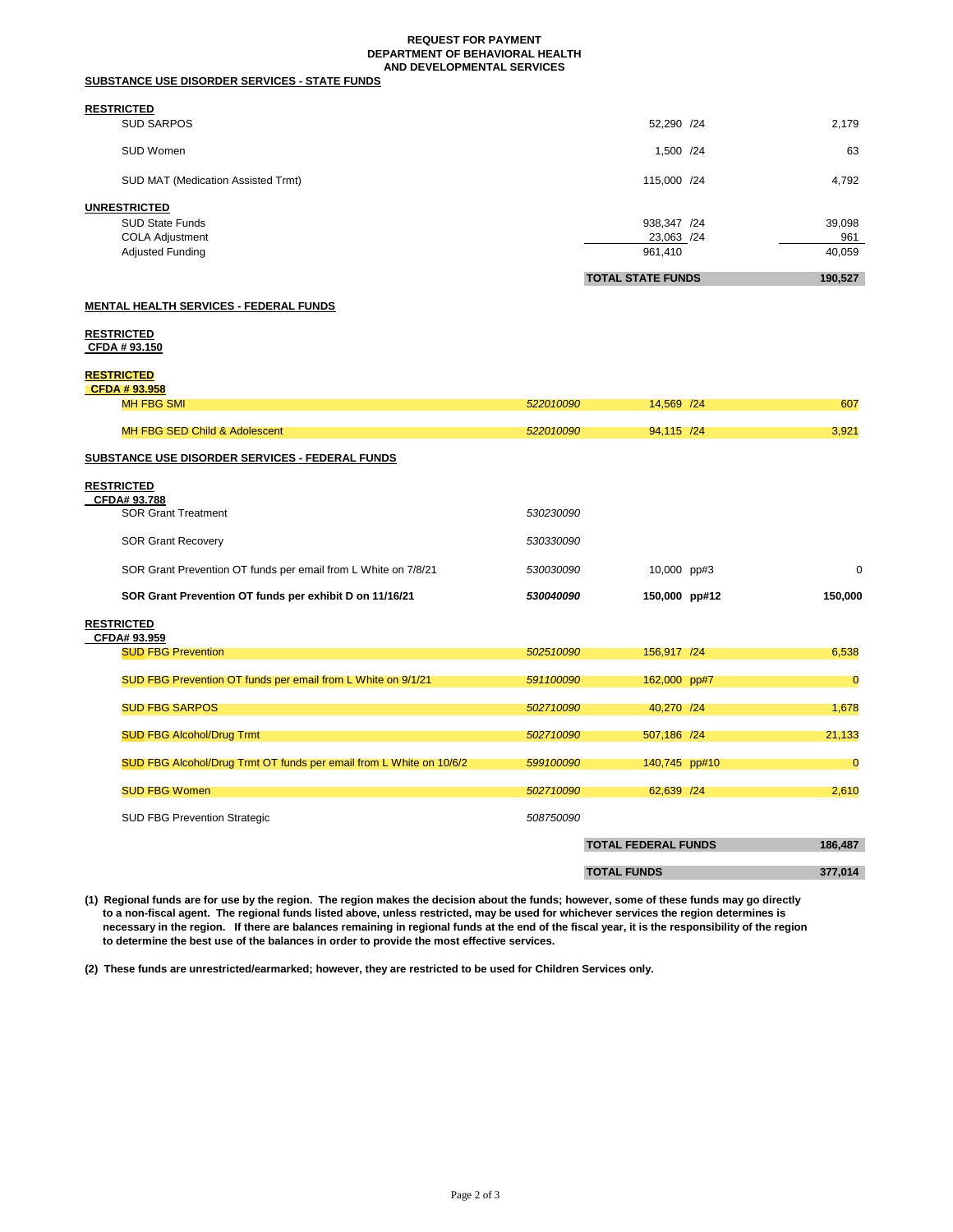**REQUEST FOR PAYMENT**
**DEPARTMENT OF BEHAVIORAL HEALTH**
**AND DEVELOPMENTAL SERVICES**

**SUBSTANCE USE DISORDER SERVICES - STATE FUNDS**

| | | | | |
|---|---|---|---|---|
| **RESTRICTED** | | | | |
| SUD SARPOS | | 52,290 | /24 | 2,179 |
| SUD Women | | 1,500 | /24 | 63 |
| SUD MAT (Medication Assisted Trmt) | | 115,000 | /24 | 4,792 |
| **UNRESTRICTED** | | | | |
| SUD State Funds | | 938,347 | /24 | 39,098 |
| COLA Adjustment | | 23,063 | /24 | 961 |
| Adjusted Funding | | 961,410 | | 40,059 |
| | | **TOTAL STATE FUNDS** | | **190,527** |

**MENTAL HEALTH SERVICES - FEDERAL FUNDS**

| | | | | |
|---|---|---|---|---|
| **RESTRICTED** | | | | |
| **CFDA # 93.150** | | | | |
| **RESTRICTED** | | | | |
| **CFDA # 93.958** | | | | |
| MH FBG SMI | *522010090* | 14,569 | /24 | 607 |
| MH FBG SED Child & Adolescent | *522010090* | 94,115 | /24 | 3,921 |

**SUBSTANCE USE DISORDER SERVICES - FEDERAL FUNDS**

| | | | | |
|---|---|---|---|---|
| **RESTRICTED** | | | | |
| **CFDA# 93.788** | | | | |
| SOR Grant Treatment | *530230090* | | | |
| SOR Grant Recovery | *530330090* | | | |
| SOR Grant Prevention OT funds per email from L White on 7/8/21 | *530030090* | 10,000 | pp#3 | 0 |
| **SOR Grant Prevention OT funds per exhibit D on 11/16/21** | ***530040090*** | **150,000** | **pp#12** | **150,000** |
| **RESTRICTED** | | | | |
| **CFDA# 93.959** | | | | |
| SUD FBG Prevention | *502510090* | 156,917 | /24 | 6,538 |
| SUD FBG Prevention OT funds per email from L White on 9/1/21 | *591100090* | 162,000 | pp#7 | 0 |
| SUD FBG SARPOS | *502710090* | 40,270 | /24 | 1,678 |
| SUD FBG Alcohol/Drug Trmt | *502710090* | 507,186 | /24 | 21,133 |
| SUD FBG Alcohol/Drug Trmt OT funds per email from L White on 10/6/2 | *599100090* | 140,745 | pp#10 | 0 |
| SUD FBG Women | *502710090* | 62,639 | /24 | 2,610 |
| SUD FBG Prevention Strategic | *508750090* | | | |
| | | **TOTAL FEDERAL FUNDS** | | **186,487** |
| | | **TOTAL FUNDS** | | **377,014** |

**(1) Regional funds are for use by the region. The region makes the decision about the funds; however, some of these funds may go directly to a non-fiscal agent. The regional funds listed above, unless restricted, may be used for whichever services the region determines is necessary in the region. If there are balances remaining in regional funds at the end of the fiscal year, it is the responsibility of the region to determine the best use of the balances in order to provide the most effective services.**

**(2) These funds are unrestricted/earmarked; however, they are restricted to be used for Children Services only.**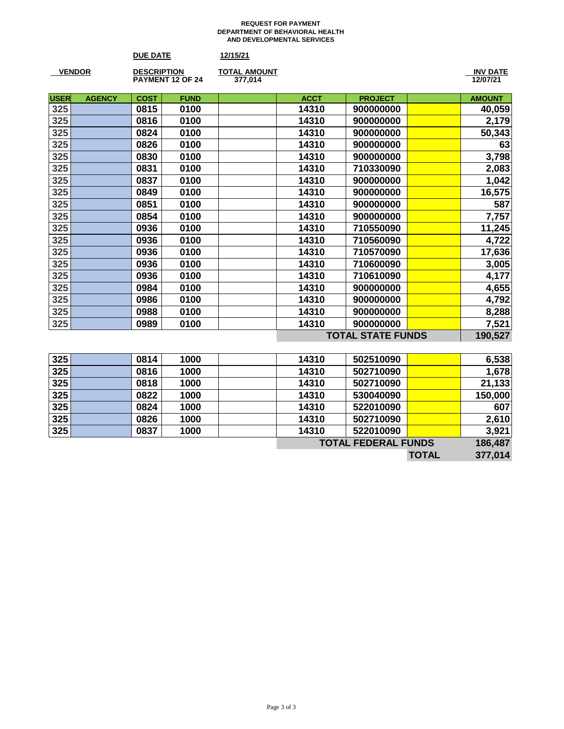**REQUEST FOR PAYMENT**
**DEPARTMENT OF BEHAVIORAL HEALTH**
**AND DEVELOPMENTAL SERVICES**

**DUE DATE** 12/15/21

| VENDOR | DESCRIPTION | TOTAL AMOUNT | INV DATE |
|---|---|---|---|
| | PAYMENT 12 OF 24 | 377,014 | 12/07/21 |

| USER | AGENCY | COST | FUND | | ACCT | PROJECT | | AMOUNT |
|---|---|---|---|---|---|---|---|---|
| 325 | | 0815 | 0100 | | 14310 | 900000000 | | 40,059 |
| 325 | | 0816 | 0100 | | 14310 | 900000000 | | 2,179 |
| 325 | | 0824 | 0100 | | 14310 | 900000000 | | 50,343 |
| 325 | | 0826 | 0100 | | 14310 | 900000000 | | 63 |
| 325 | | 0830 | 0100 | | 14310 | 900000000 | | 3,798 |
| 325 | | 0831 | 0100 | | 14310 | 710330090 | | 2,083 |
| 325 | | 0837 | 0100 | | 14310 | 900000000 | | 1,042 |
| 325 | | 0849 | 0100 | | 14310 | 900000000 | | 16,575 |
| 325 | | 0851 | 0100 | | 14310 | 900000000 | | 587 |
| 325 | | 0854 | 0100 | | 14310 | 900000000 | | 7,757 |
| 325 | | 0936 | 0100 | | 14310 | 710550090 | | 11,245 |
| 325 | | 0936 | 0100 | | 14310 | 710560090 | | 4,722 |
| 325 | | 0936 | 0100 | | 14310 | 710570090 | | 17,636 |
| 325 | | 0936 | 0100 | | 14310 | 710600090 | | 3,005 |
| 325 | | 0936 | 0100 | | 14310 | 710610090 | | 4,177 |
| 325 | | 0984 | 0100 | | 14310 | 900000000 | | 4,655 |
| 325 | | 0986 | 0100 | | 14310 | 900000000 | | 4,792 |
| 325 | | 0988 | 0100 | | 14310 | 900000000 | | 8,288 |
| 325 | | 0989 | 0100 | | 14310 | 900000000 | | 7,521 |
| | | | | | TOTAL STATE FUNDS | | | 190,527 |
| 325 | | 0814 | 1000 | | 14310 | 502510090 | | 6,538 |
| 325 | | 0816 | 1000 | | 14310 | 502710090 | | 1,678 |
| 325 | | 0818 | 1000 | | 14310 | 502710090 | | 21,133 |
| 325 | | 0822 | 1000 | | 14310 | 530040090 | | 150,000 |
| 325 | | 0824 | 1000 | | 14310 | 522010090 | | 607 |
| 325 | | 0826 | 1000 | | 14310 | 502710090 | | 2,610 |
| 325 | | 0837 | 1000 | | 14310 | 522010090 | | 3,921 |
| | | | | | TOTAL FEDERAL FUNDS | | | 186,487 |
| | | | | | | | TOTAL | 377,014 |